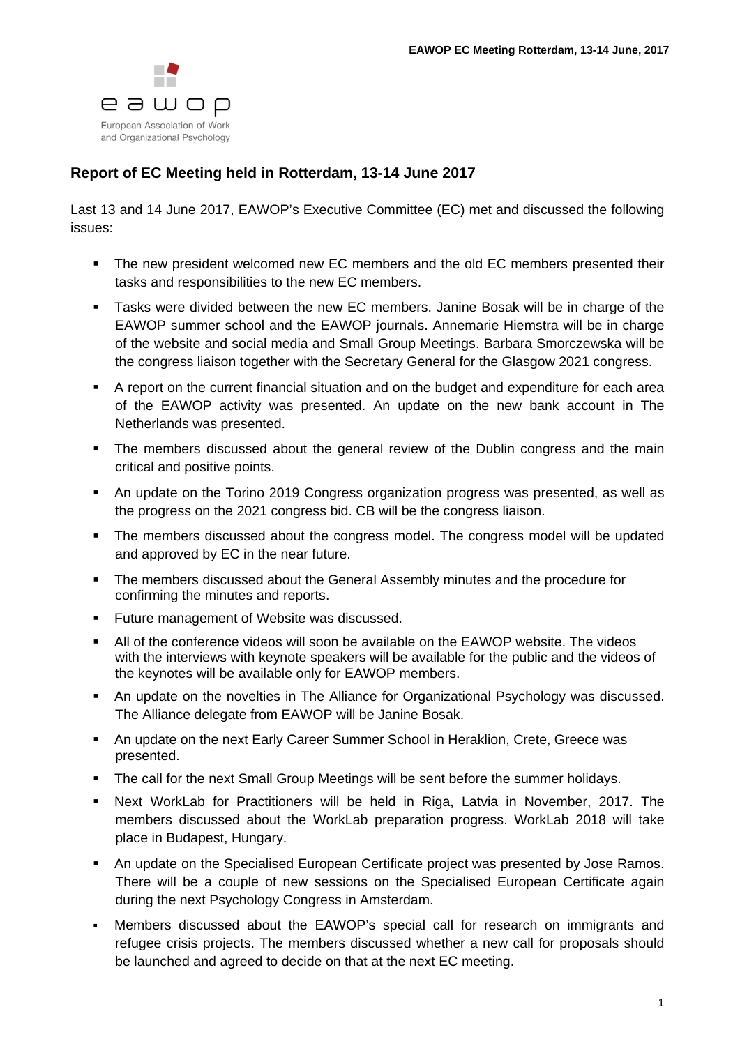eawop

European Association of Work and Organizational Psychology

## Report of EC Meeting held in Rotterdam, 13-14 June 2017

Last 13 and 14 June 2017, EAWOP's Executive Committee (EC) met and discussed the following issues:

- The new president welcomed new EC members and the old EC members presented their tasks and responsibilities to the new EC members.
- Tasks were divided between the new EC members. Janine Bosak will be in charge of the EAWOP summer school and the EAWOP journals. Annemarie Hiemstra will be in charge of the website and social media and Small Group Meetings. Barbara Smorczewska will be the congress liaison together with the Secretary General for the Glasgow 2021 congress.
- A report on the current financial situation and on the budget and expenditure for each area of the EAWOP activity was presented. An update on the new bank account in The Netherlands was presented.
- The members discussed about the general review of the Dublin congress and the main critical and positive points.
- An update on the Torino 2019 Congress organization progress was presented, as well as the progress on the 2021 congress bid. CB will be the congress liaison.
- The members discussed about the congress model. The congress model will be updated and approved by EC in the near future.
- The members discussed about the General Assembly minutes and the procedure for confirming the minutes and reports.
- Future management of Website was discussed.
- All of the conference videos will soon be available on the EAWOP website. The videos with the interviews with keynote speakers will be available for the public and the videos of the keynotes will be available only for EAWOP members.
- An update on the novelties in The Alliance for Organizational Psychology was discussed. The Alliance delegate from EAWOP will be Janine Bosak.
- An update on the next Early Career Summer School in Heraklion, Crete, Greece was presented.
- The call for the next Small Group Meetings will be sent before the summer holidays.
- Next WorkLab for Practitioners will be held in Riga, Latvia in November, 2017. The members discussed about the WorkLab preparation progress. WorkLab 2018 will take place in Budapest, Hungary.
- An update on the Specialised European Certificate project was presented by Jose Ramos. There will be a couple of new sessions on the Specialised European Certificate again during the next Psychology Congress in Amsterdam.
- Members discussed about the EAWOP's special call for research on immigrants and refugee crisis projects. The members discussed whether a new call for proposals should be launched and agreed to decide on that at the next EC meeting.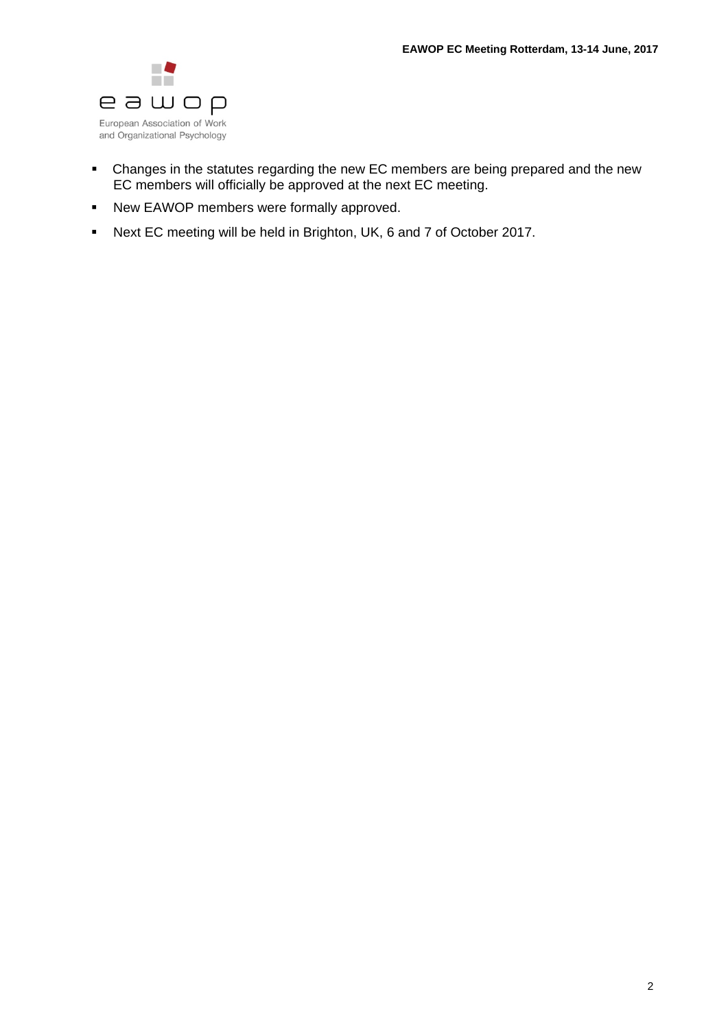- Changes in the statutes regarding the new EC members are being prepared and the new EC members will officially be approved at the next EC meeting.
- New EAWOP members were formally approved.
- Next EC meeting will be held in Brighton, UK, 6 and 7 of October 2017.